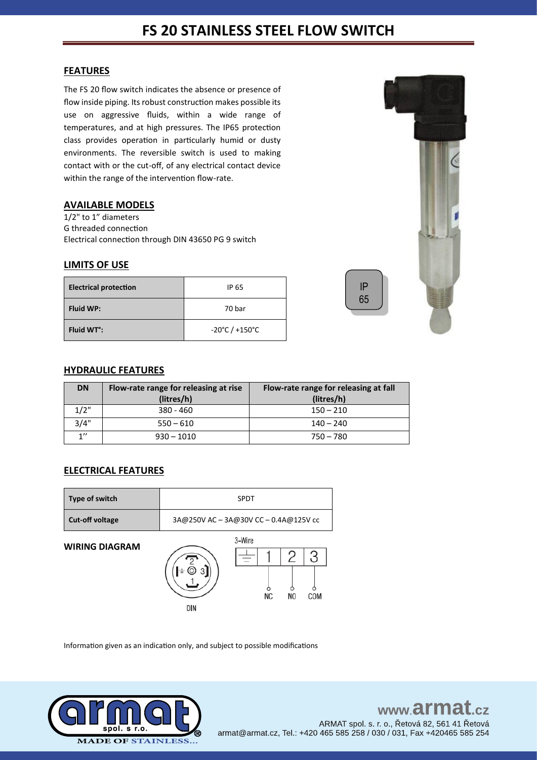# FS 20 STAINLESS STEEL FLOW SWITCH

## FEATURES

The FS 20 flow switch indicates the absence or presence of flow inside piping. Its robust construction makes possible its use on aggressive fluids, within a wide range of temperatures, and at high pressures. The IP65 protection class provides operation in particularly humid or dusty environments. The reversible switch is used to making contact with or the cut-off, of any electrical contact device within the range of the intervention flow-rate.

## AVAILABLE MODELS

1/2" to 1" diameters
G threaded connection
Electrical connection through DIN 43650 PG 9 switch

## LIMITS OF USE

| Electrical protection | IP 65 |
|---|---|
| Fluid WP: | 70 bar |
| Fluid WT°: | -20°C / +150°C |

IP 65

## HYDRAULIC FEATURES

| DN | Flow-rate range for releasing at rise (litres/h) | Flow-rate range for releasing at fall (litres/h) |
|---|---|---|
| 1/2" | 380 - 460 | 150 – 210 |
| 3/4" | 550 – 610 | 140 – 240 |
| 1'' | 930 – 1010 | 750 – 780 |

## ELECTRICAL FEATURES

| Type of switch | SPDT |
|---|---|
| Cut-off voltage | 3A@250V AC – 3A@30V CC – 0.4A@125V cc |

**WIRING DIAGRAM**

DIN

3-Wire

| ⏚ | 1 | 2 | 3 |
|---|---|---|---|
| | NC | NO | COM |

Information given as an indication only, and subject to possible modifications

armat spol. s r.o. MADE OF STAINLESS...

www.armat.cz
ARMAT spol. s. r. o., Řetová 82, 561 41 Řetová
armat@armat.cz, Tel.: +420 465 585 258 / 030 / 031, Fax +420465 585 254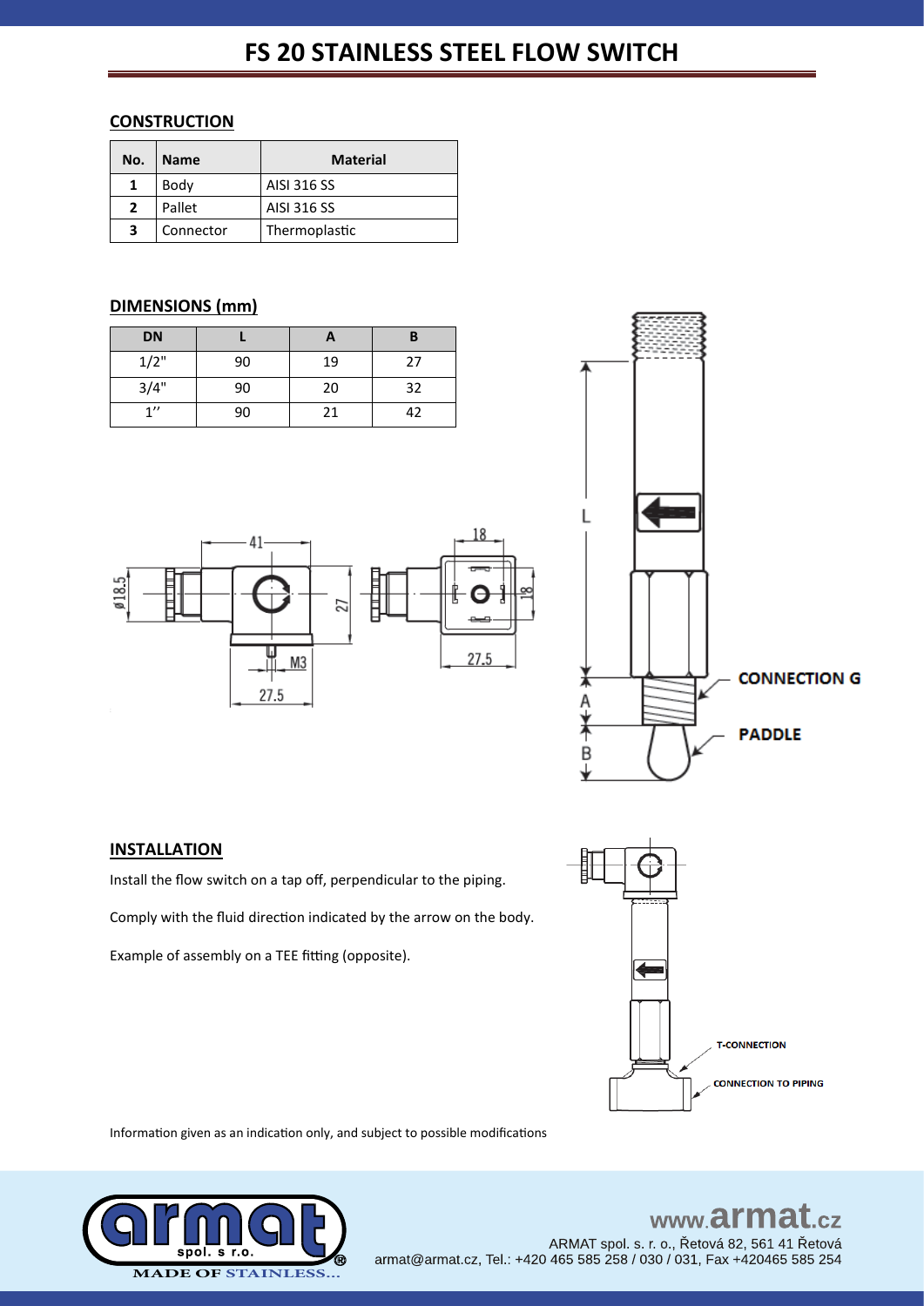# FS 20 STAINLESS STEEL FLOW SWITCH

## CONSTRUCTION

| No. | Name | Material |
|---|---|---|
| 1 | Body | AISI 316 SS |
| 2 | Pallet | AISI 316 SS |
| 3 | Connector | Thermoplastic |

## DIMENSIONS (mm)

| DN | L | A | B |
|---|---|---|---|
| 1/2" | 90 | 19 | 27 |
| 3/4" | 90 | 20 | 32 |
| 1'' | 90 | 21 | 42 |

41
ø18.5
27
M3
27.5
18
18
27.5
L
A
B
CONNECTION G
PADDLE

## INSTALLATION

Install the flow switch on a tap off, perpendicular to the piping.

Comply with the fluid direction indicated by the arrow on the body.

Example of assembly on a TEE fitting (opposite).

T-CONNECTION
CONNECTION TO PIPING

Information given as an indication only, and subject to possible modifications

armat spol. s r.o.
MADE OF STAINLESS...

www.armat.cz
ARMAT spol. s. r. o., Řetová 82, 561 41 Řetová
armat@armat.cz, Tel.: +420 465 585 258 / 030 / 031, Fax +420465 585 254